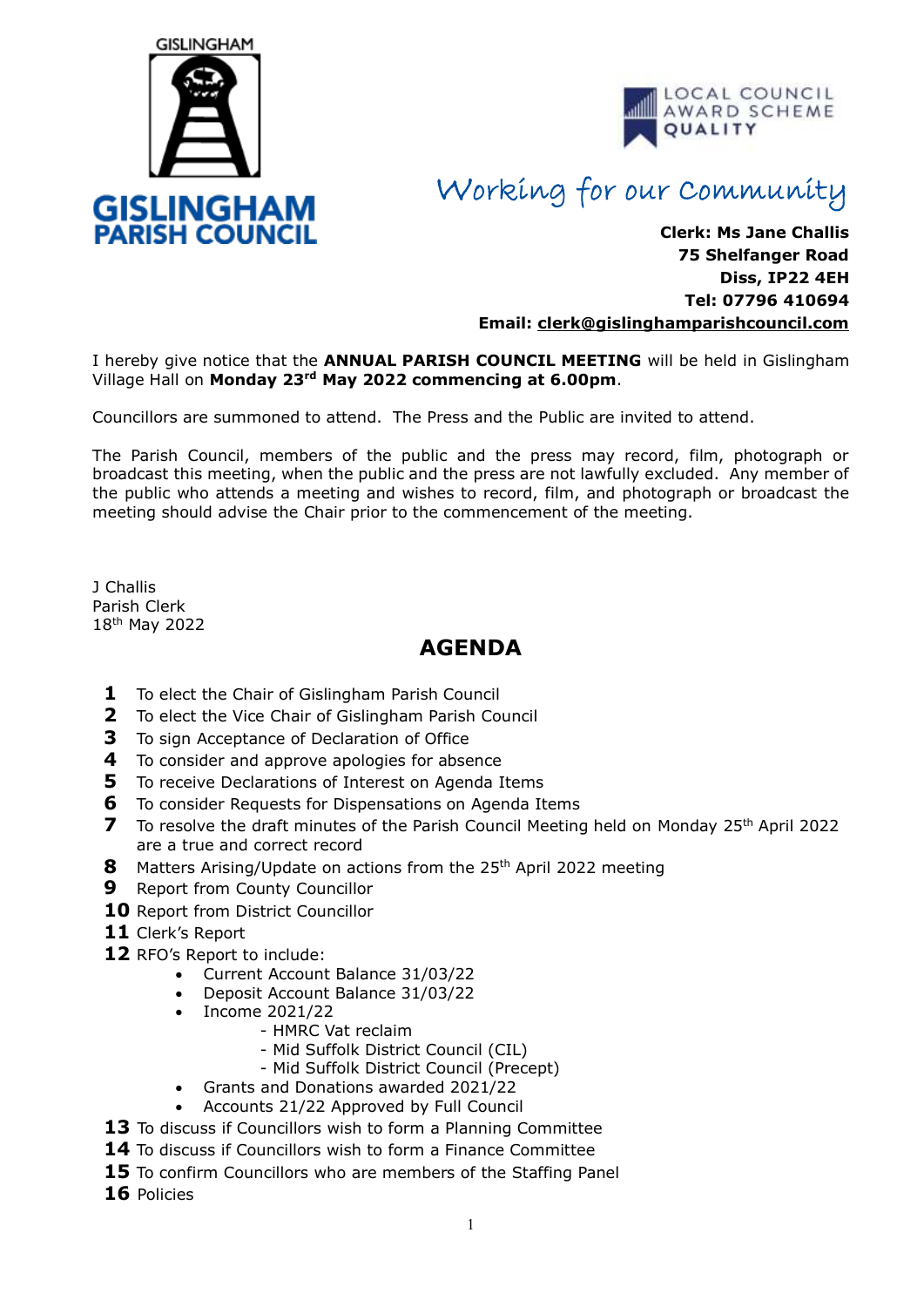GISLINGHAM

**GISLINGHAM PARISH COUNCIL**

LOCAL COUNCIL AWARD SCHEME QUALITY

*Working for our Community*

**Clerk: Ms Jane Challis**
**75 Shelfanger Road**
**Diss, IP22 4EH**
**Tel: 07796 410694**
**Email: clerk@gislinghamparishcouncil.com**

I hereby give notice that the **ANNUAL PARISH COUNCIL MEETING** will be held in Gislingham Village Hall on **Monday 23rd May 2022 commencing at 6.00pm**.

Councillors are summoned to attend. The Press and the Public are invited to attend.

The Parish Council, members of the public and the press may record, film, photograph or broadcast this meeting, when the public and the press are not lawfully excluded. Any member of the public who attends a meeting and wishes to record, film, and photograph or broadcast the meeting should advise the Chair prior to the commencement of the meeting.

J Challis
Parish Clerk
18th May 2022

## AGENDA

**1** To elect the Chair of Gislingham Parish Council
**2** To elect the Vice Chair of Gislingham Parish Council
**3** To sign Acceptance of Declaration of Office
**4** To consider and approve apologies for absence
**5** To receive Declarations of Interest on Agenda Items
**6** To consider Requests for Dispensations on Agenda Items
**7** To resolve the draft minutes of the Parish Council Meeting held on Monday 25th April 2022 are a true and correct record
**8** Matters Arising/Update on actions from the 25th April 2022 meeting
**9** Report from County Councillor
**10** Report from District Councillor
**11** Clerk's Report
**12** RFO's Report to include:

- Current Account Balance 31/03/22
- Deposit Account Balance 31/03/22
- Income 2021/22
  - HMRC Vat reclaim
  - Mid Suffolk District Council (CIL)
  - Mid Suffolk District Council (Precept)
- Grants and Donations awarded 2021/22
- Accounts 21/22 Approved by Full Council

**13** To discuss if Councillors wish to form a Planning Committee
**14** To discuss if Councillors wish to form a Finance Committee
**15** To confirm Councillors who are members of the Staffing Panel
**16** Policies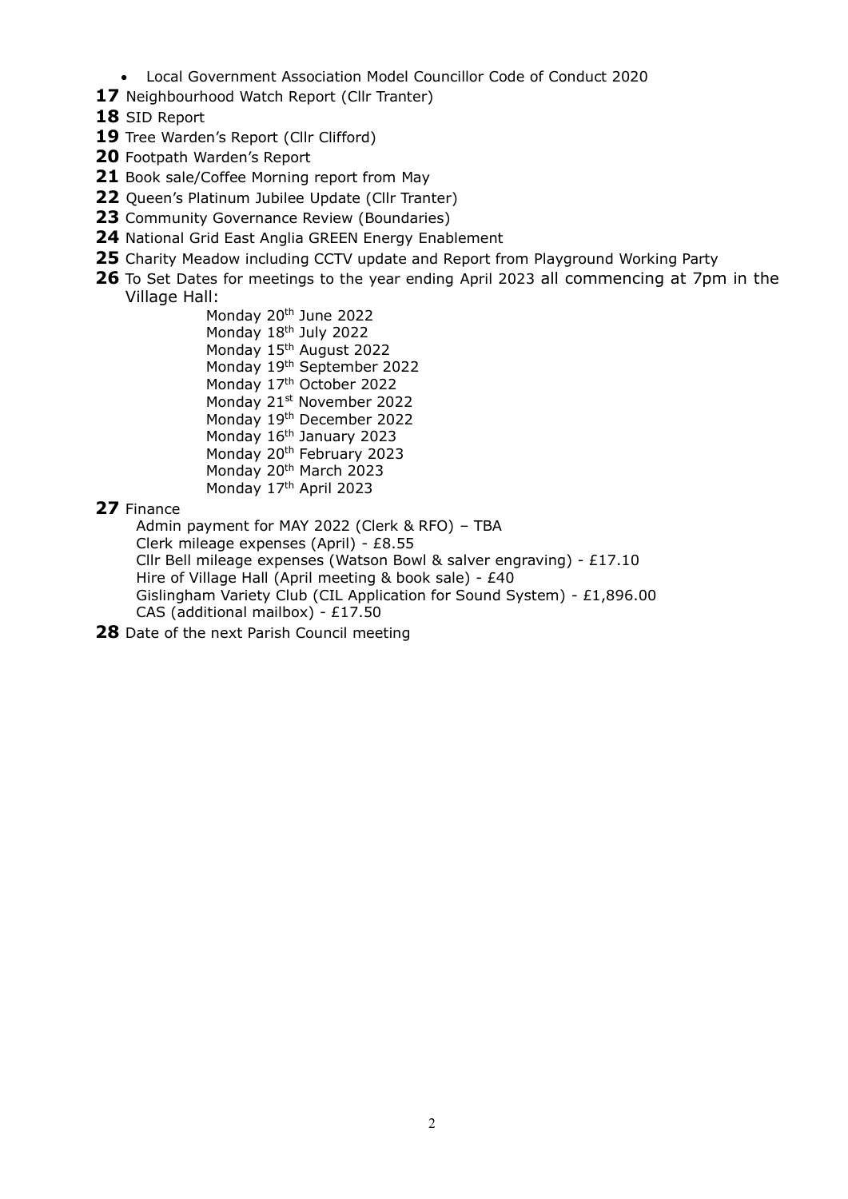- Local Government Association Model Councillor Code of Conduct 2020

**17** Neighbourhood Watch Report (Cllr Tranter)

**18** SID Report

**19** Tree Warden's Report (Cllr Clifford)

**20** Footpath Warden's Report

**21** Book sale/Coffee Morning report from May

**22** Queen's Platinum Jubilee Update (Cllr Tranter)

**23** Community Governance Review (Boundaries)

**24** National Grid East Anglia GREEN Energy Enablement

**25** Charity Meadow including CCTV update and Report from Playground Working Party

**26** To Set Dates for meetings to the year ending April 2023 all commencing at 7pm in the Village Hall:

Monday 20th June 2022
Monday 18th July 2022
Monday 15th August 2022
Monday 19th September 2022
Monday 17th October 2022
Monday 21st November 2022
Monday 19th December 2022
Monday 16th January 2023
Monday 20th February 2023
Monday 20th March 2023
Monday 17th April 2023

**27** Finance

Admin payment for MAY 2022 (Clerk & RFO) – TBA
Clerk mileage expenses (April) - £8.55
Cllr Bell mileage expenses (Watson Bowl & salver engraving) - £17.10
Hire of Village Hall (April meeting & book sale) - £40
Gislingham Variety Club (CIL Application for Sound System) - £1,896.00
CAS (additional mailbox) - £17.50

**28** Date of the next Parish Council meeting